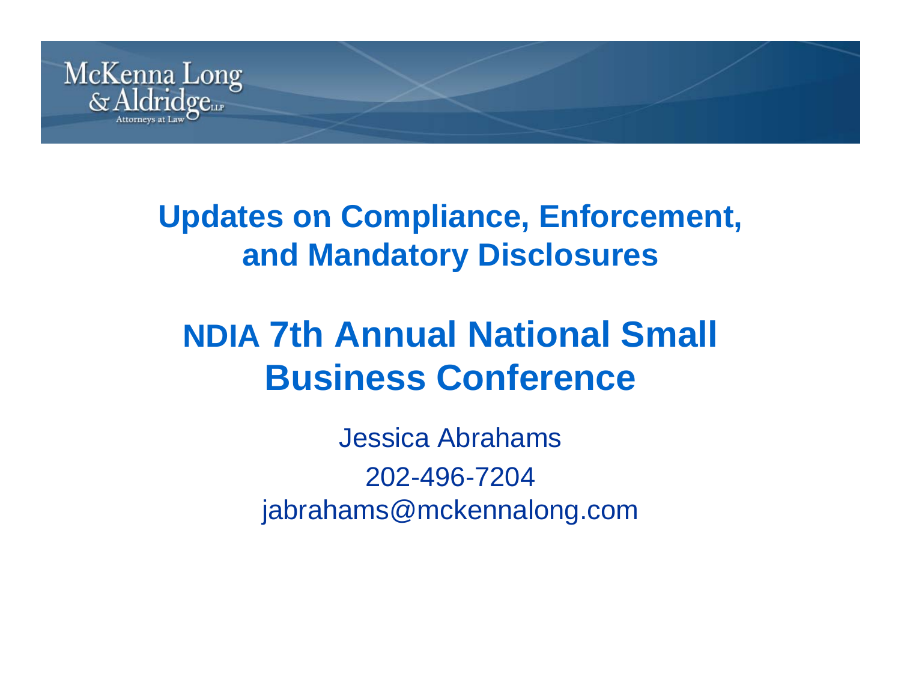McKenna Long & Aldridge LLP
Attorneys at Law

# Updates on Compliance, Enforcement, and Mandatory Disclosures

# NDIA 7th Annual National Small Business Conference

Jessica Abrahams

202-496-7204

jabrahams@mckennalong.com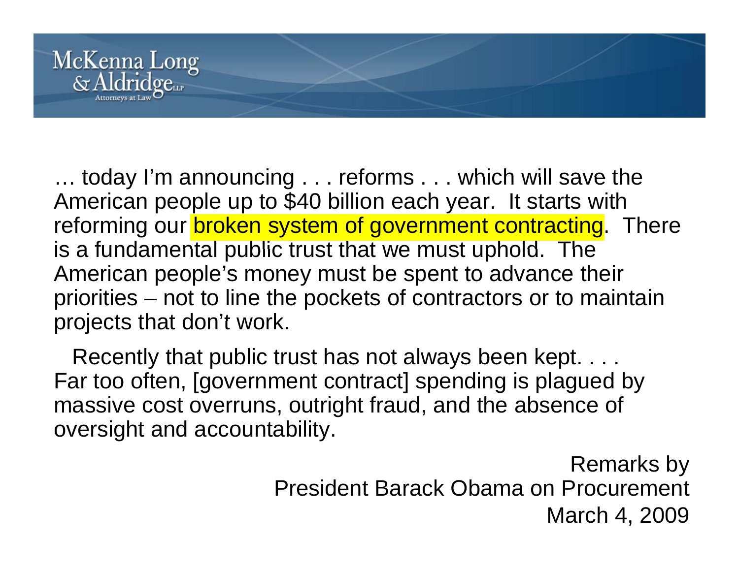… today I'm announcing . . . reforms . . . which will save the American people up to $40 billion each year. It starts with reforming our broken system of government contracting. There is a fundamental public trust that we must uphold. The American people's money must be spent to advance their priorities – not to line the pockets of contractors or to maintain projects that don't work.

Recently that public trust has not always been kept. . . . Far too often, [government contract] spending is plagued by massive cost overruns, outright fraud, and the absence of oversight and accountability.

Remarks by
President Barack Obama on Procurement
March 4, 2009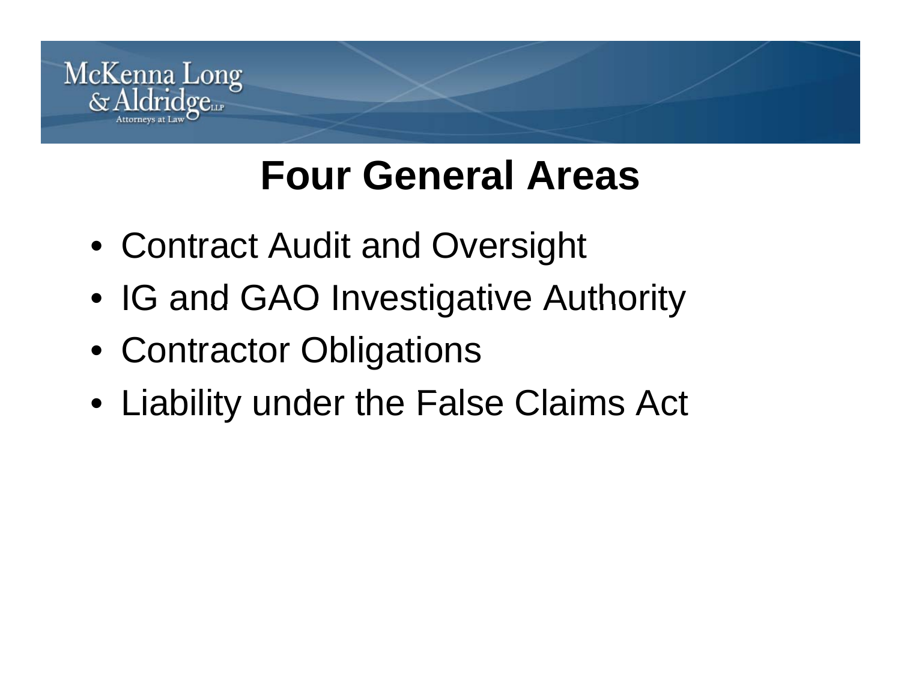# Four General Areas

- Contract Audit and Oversight
- IG and GAO Investigative Authority
- Contractor Obligations
- Liability under the False Claims Act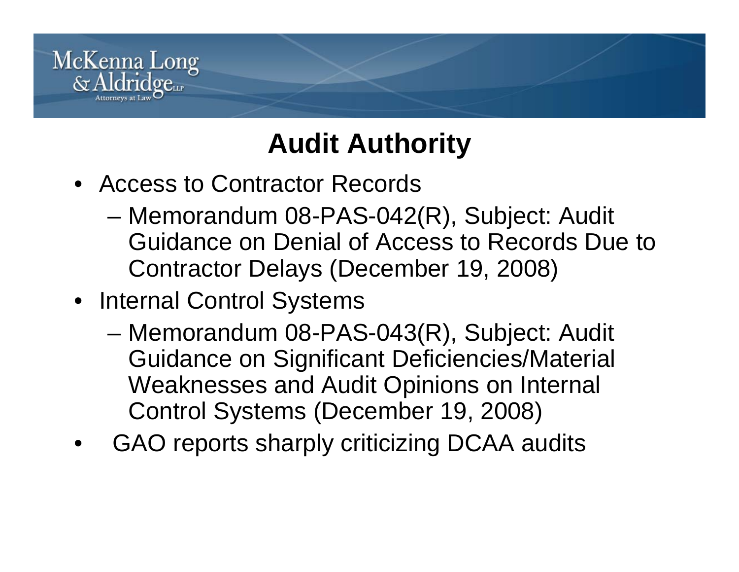# Audit Authority

- Access to Contractor Records
  - Memorandum 08-PAS-042(R), Subject: Audit Guidance on Denial of Access to Records Due to Contractor Delays (December 19, 2008)
- Internal Control Systems
  - Memorandum 08-PAS-043(R), Subject: Audit Guidance on Significant Deficiencies/Material Weaknesses and Audit Opinions on Internal Control Systems (December 19, 2008)
- GAO reports sharply criticizing DCAA audits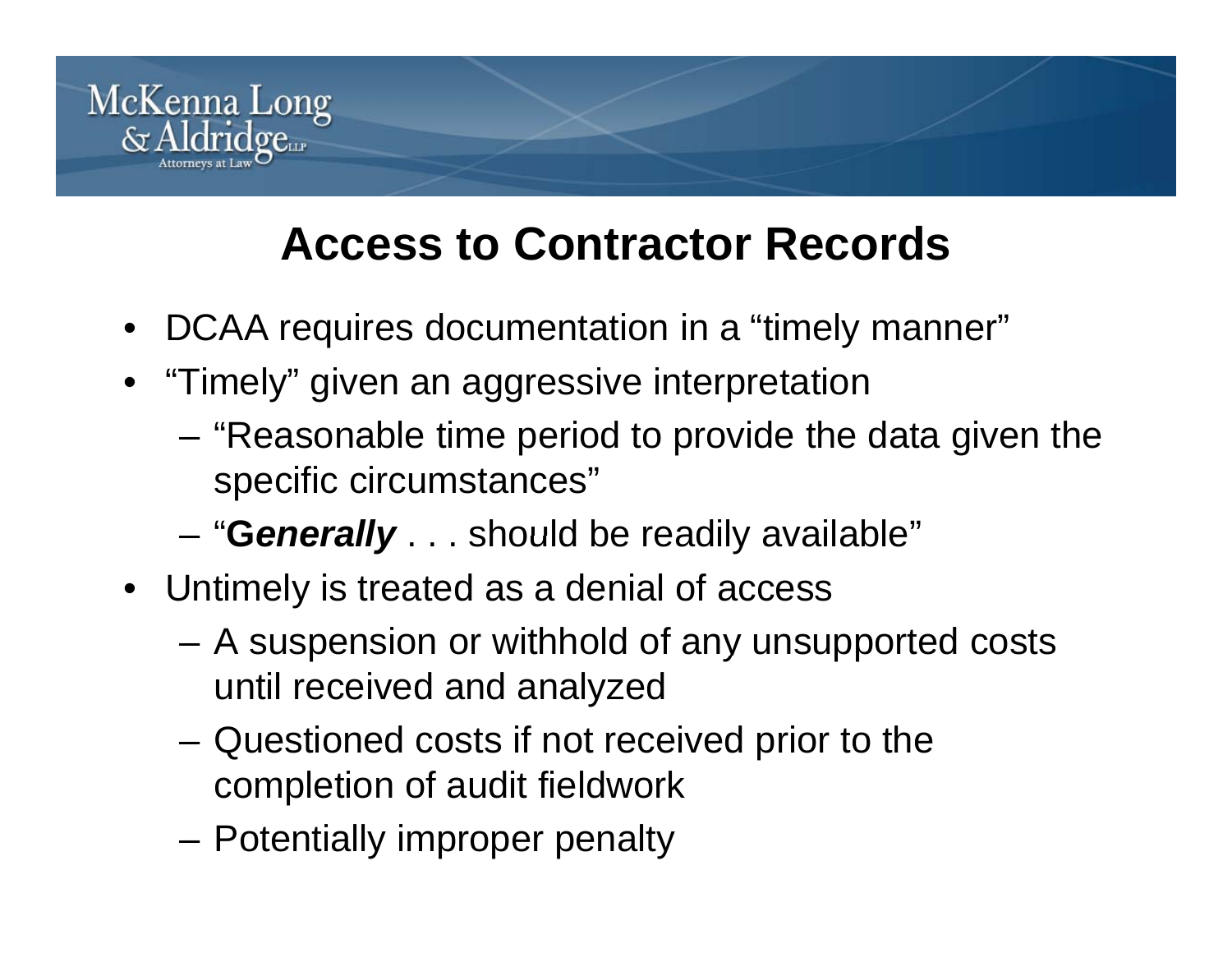# Access to Contractor Records

- DCAA requires documentation in a "timely manner"
- "Timely" given an aggressive interpretation
  - "Reasonable time period to provide the data given the specific circumstances"
  - "***Generally*** . . . should be readily available"
- Untimely is treated as a denial of access
  - A suspension or withhold of any unsupported costs until received and analyzed
  - Questioned costs if not received prior to the completion of audit fieldwork
  - Potentially improper penalty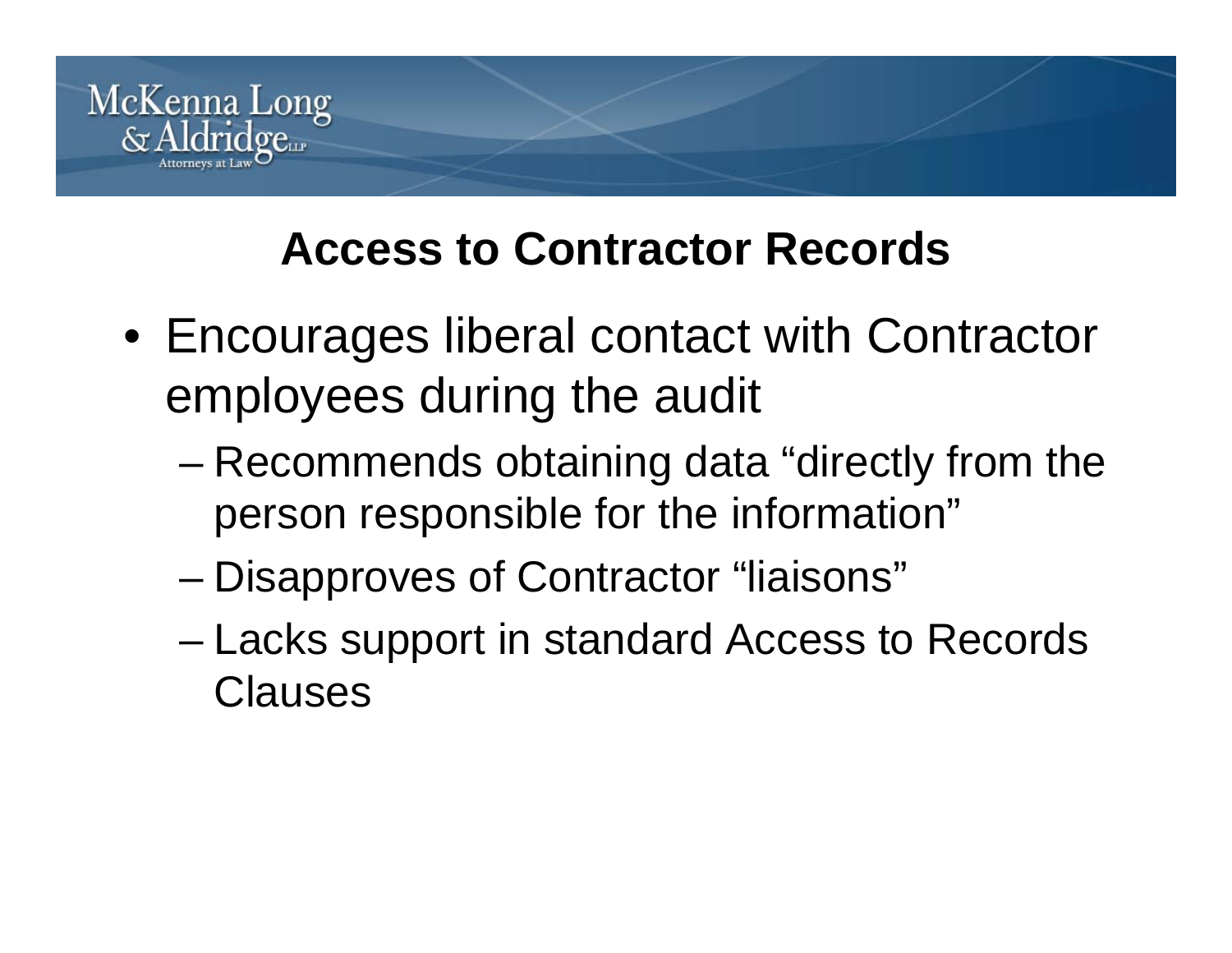## Access to Contractor Records

- Encourages liberal contact with Contractor employees during the audit
  - Recommends obtaining data "directly from the person responsible for the information"
  - Disapproves of Contractor "liaisons"
  - Lacks support in standard Access to Records Clauses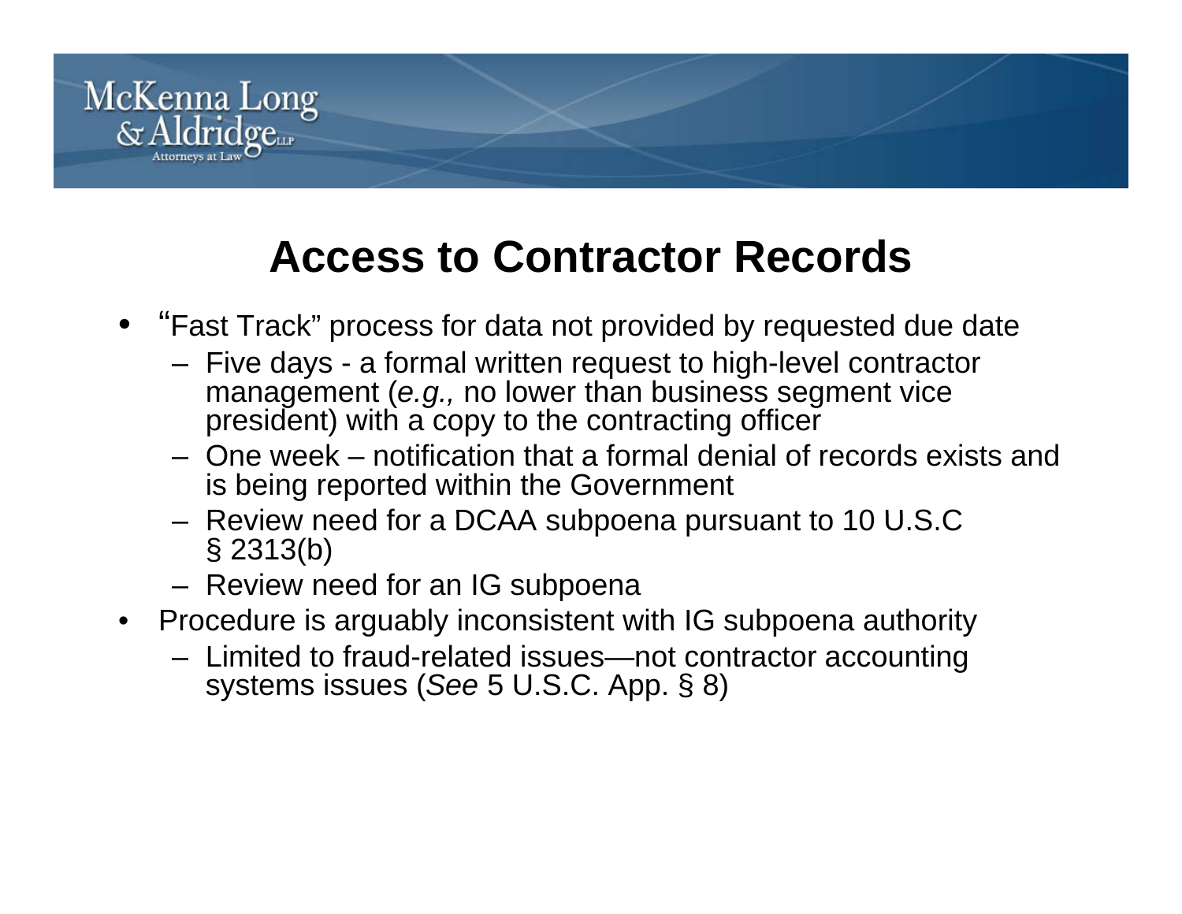# Access to Contractor Records

- "Fast Track" process for data not provided by requested due date
  - Five days - a formal written request to high-level contractor management (*e.g.,* no lower than business segment vice president) with a copy to the contracting officer
  - One week – notification that a formal denial of records exists and is being reported within the Government
  - Review need for a DCAA subpoena pursuant to 10 U.S.C § 2313(b)
  - Review need for an IG subpoena
- Procedure is arguably inconsistent with IG subpoena authority
  - Limited to fraud-related issues—not contractor accounting systems issues (*See* 5 U.S.C. App. § 8)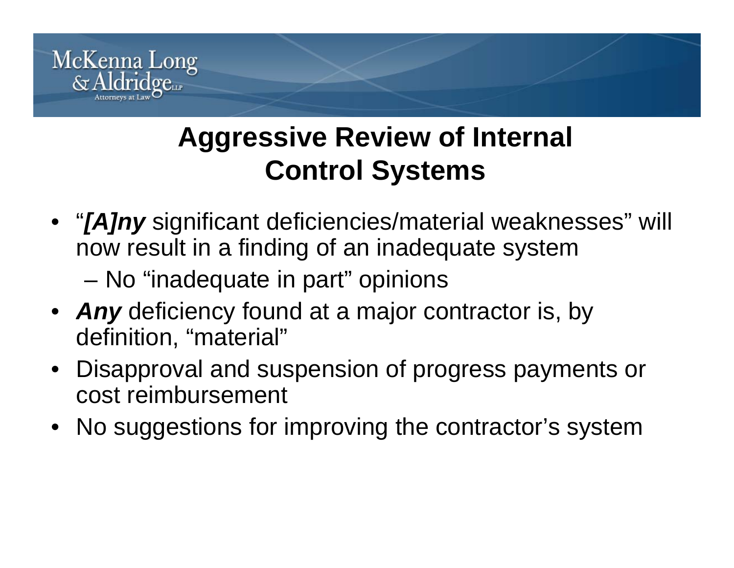# Aggressive Review of Internal Control Systems

- "***[A]ny*** significant deficiencies/material weaknesses" will now result in a finding of an inadequate system
  - No "inadequate in part" opinions
- ***Any*** deficiency found at a major contractor is, by definition, "material"
- Disapproval and suspension of progress payments or cost reimbursement
- No suggestions for improving the contractor's system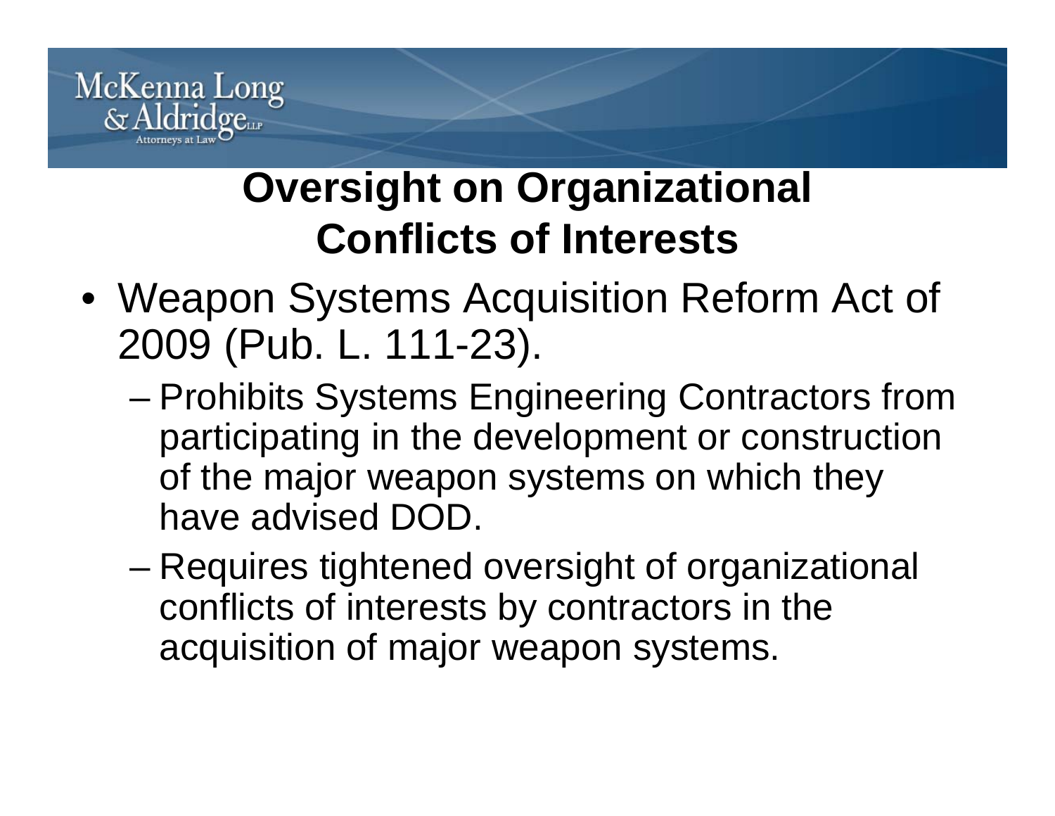# Oversight on Organizational Conflicts of Interests

- Weapon Systems Acquisition Reform Act of 2009 (Pub. L. 111-23).
  - Prohibits Systems Engineering Contractors from participating in the development or construction of the major weapon systems on which they have advised DOD.
  - Requires tightened oversight of organizational conflicts of interests by contractors in the acquisition of major weapon systems.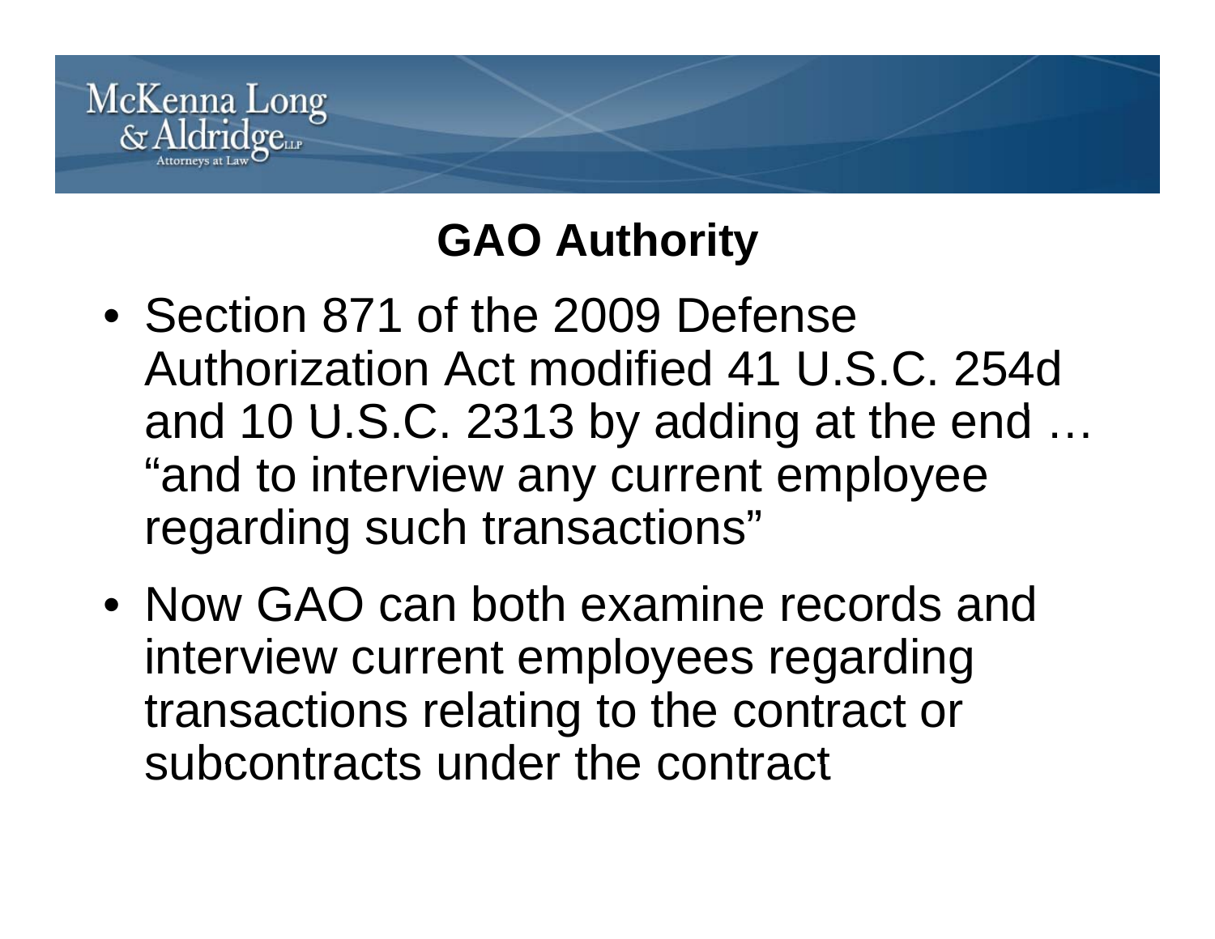## GAO Authority

- Section 871 of the 2009 Defense Authorization Act modified 41 U.S.C. 254d and 10 U.S.C. 2313 by adding at the end … "and to interview any current employee regarding such transactions"
- Now GAO can both examine records and interview current employees regarding transactions relating to the contract or subcontracts under the contract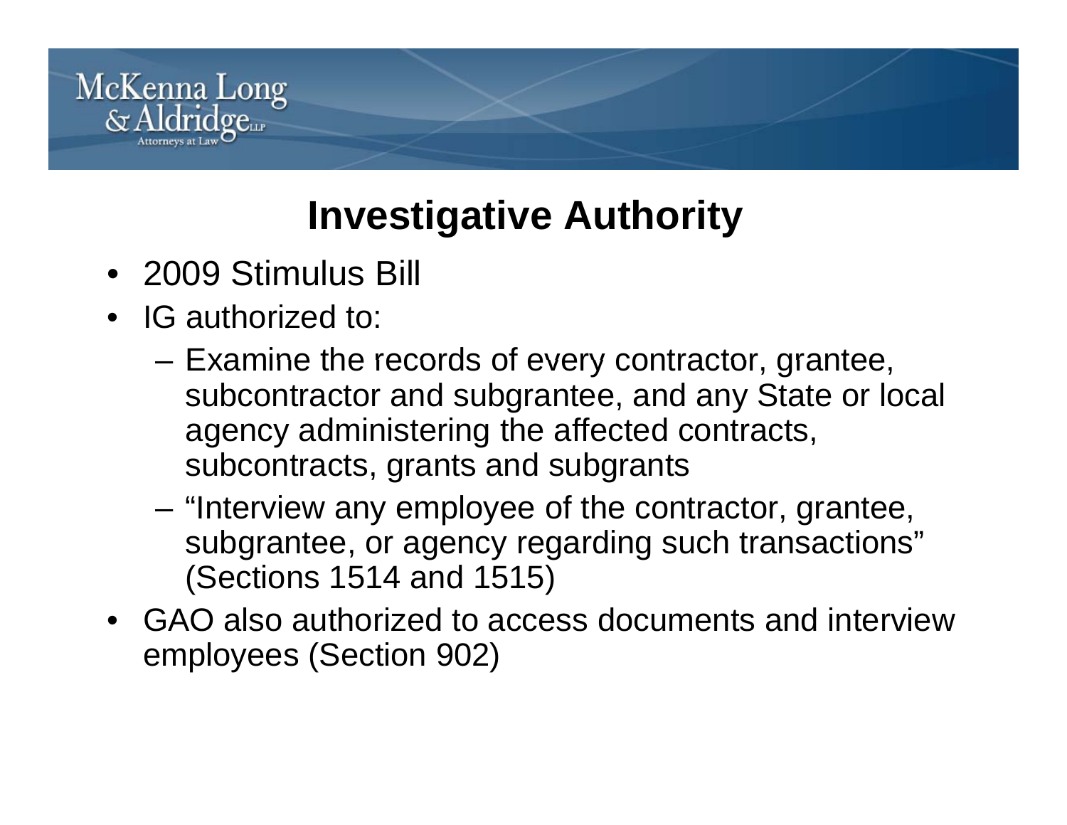# Investigative Authority

- 2009 Stimulus Bill
- IG authorized to:
  - Examine the records of every contractor, grantee, subcontractor and subgrantee, and any State or local agency administering the affected contracts, subcontracts, grants and subgrants
  - "Interview any employee of the contractor, grantee, subgrantee, or agency regarding such transactions" (Sections 1514 and 1515)
- GAO also authorized to access documents and interview employees (Section 902)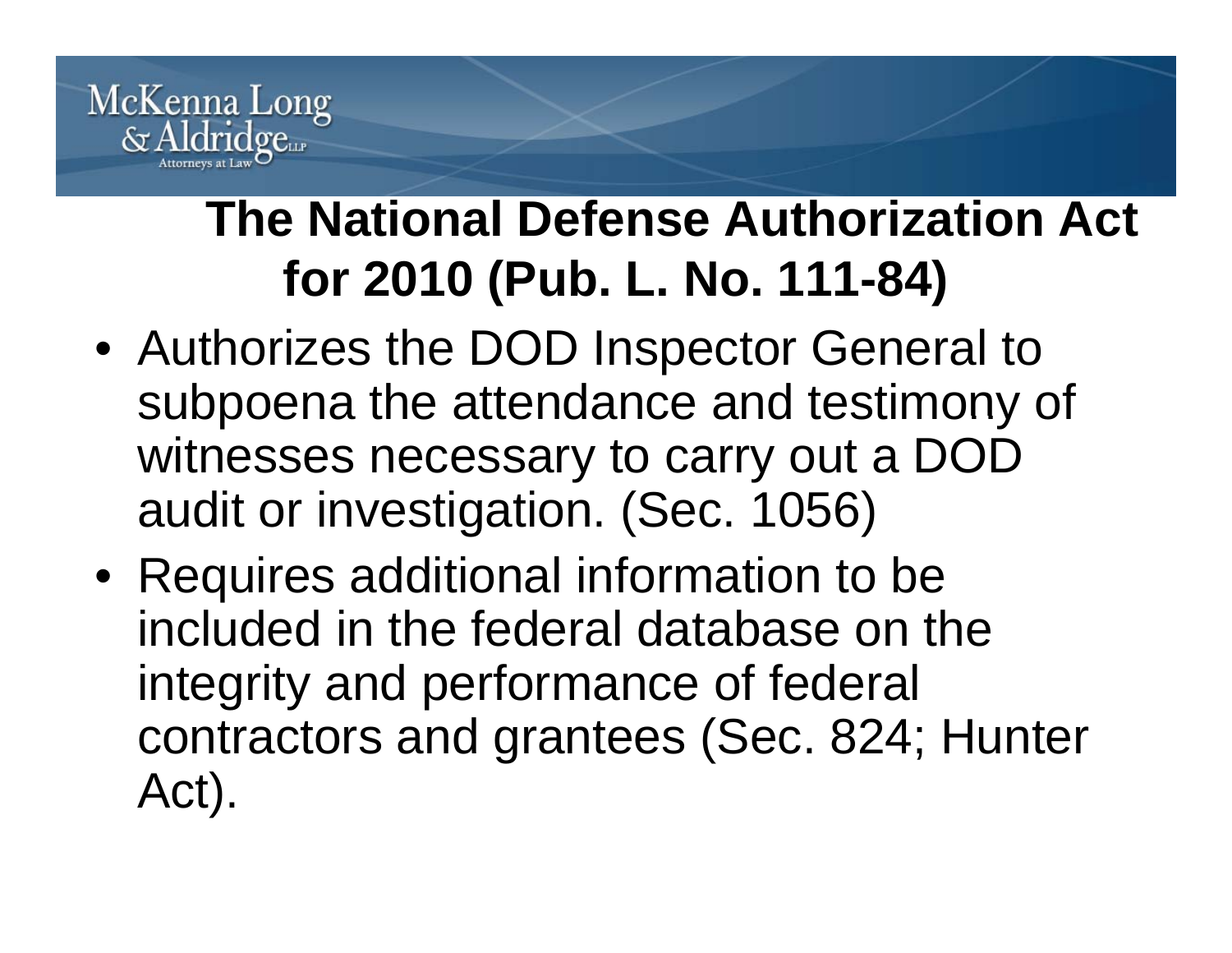## The National Defense Authorization Act for 2010 (Pub. L. No. 111-84)

- Authorizes the DOD Inspector General to subpoena the attendance and testimony of witnesses necessary to carry out a DOD audit or investigation. (Sec. 1056)
- Requires additional information to be included in the federal database on the integrity and performance of federal contractors and grantees (Sec. 824; Hunter Act).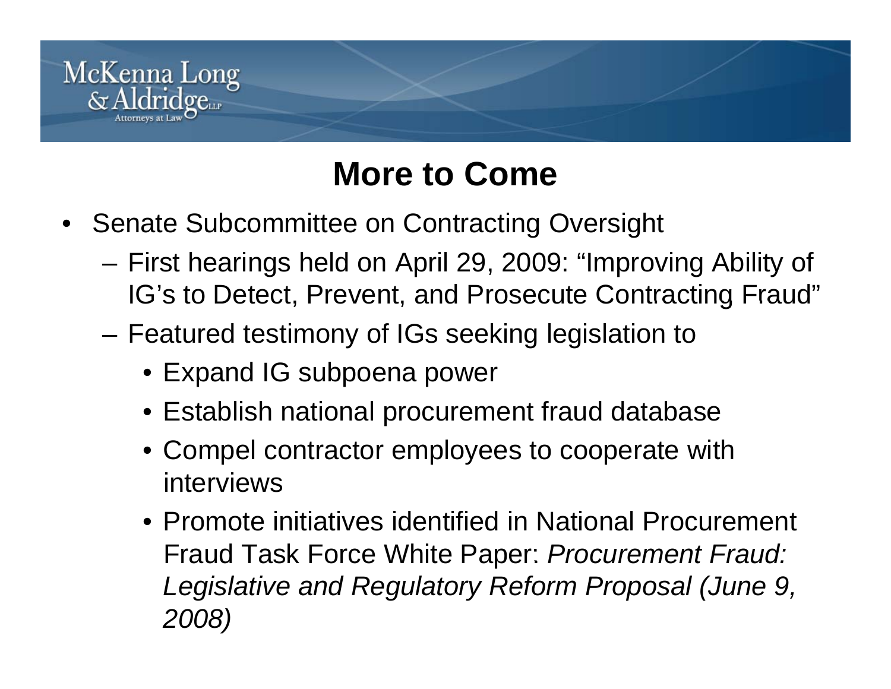# More to Come

- Senate Subcommittee on Contracting Oversight
  - First hearings held on April 29, 2009: "Improving Ability of IG's to Detect, Prevent, and Prosecute Contracting Fraud"
  - Featured testimony of IGs seeking legislation to
    - Expand IG subpoena power
    - Establish national procurement fraud database
    - Compel contractor employees to cooperate with interviews
    - Promote initiatives identified in National Procurement Fraud Task Force White Paper: *Procurement Fraud: Legislative and Regulatory Reform Proposal (June 9, 2008)*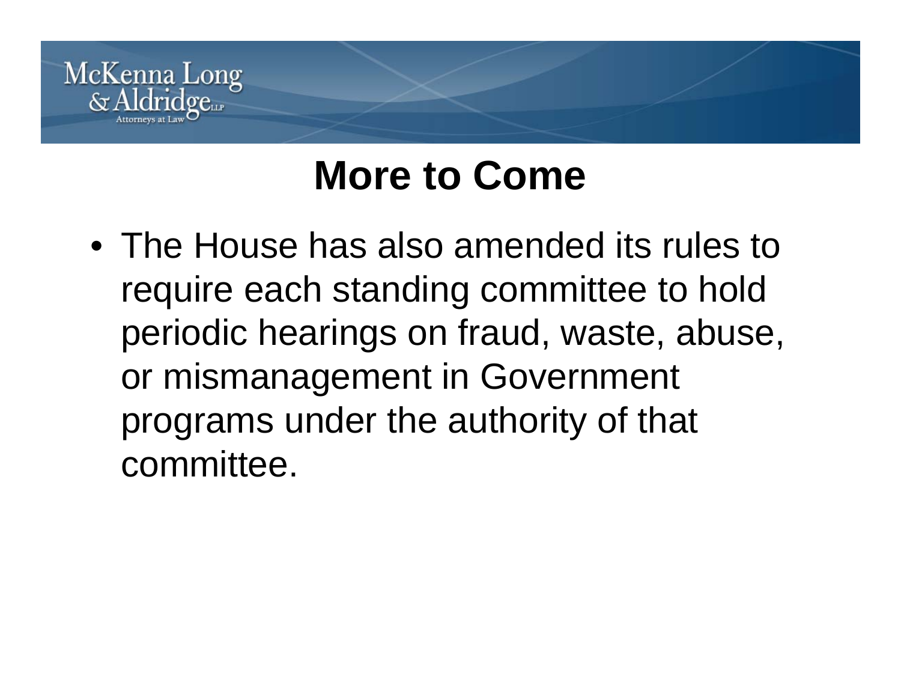# More to Come

- The House has also amended its rules to require each standing committee to hold periodic hearings on fraud, waste, abuse, or mismanagement in Government programs under the authority of that committee.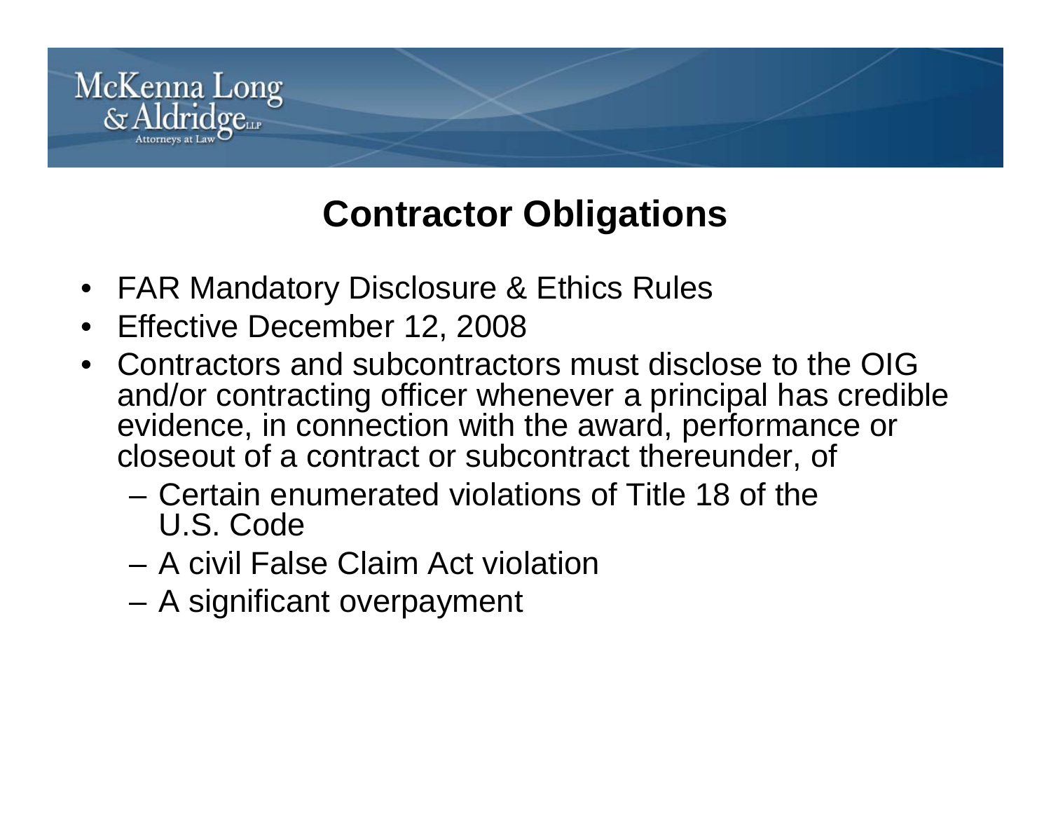# Contractor Obligations

- FAR Mandatory Disclosure & Ethics Rules
- Effective December 12, 2008
- Contractors and subcontractors must disclose to the OIG and/or contracting officer whenever a principal has credible evidence, in connection with the award, performance or closeout of a contract or subcontract thereunder, of
  - Certain enumerated violations of Title 18 of the U.S. Code
  - A civil False Claim Act violation
  - A significant overpayment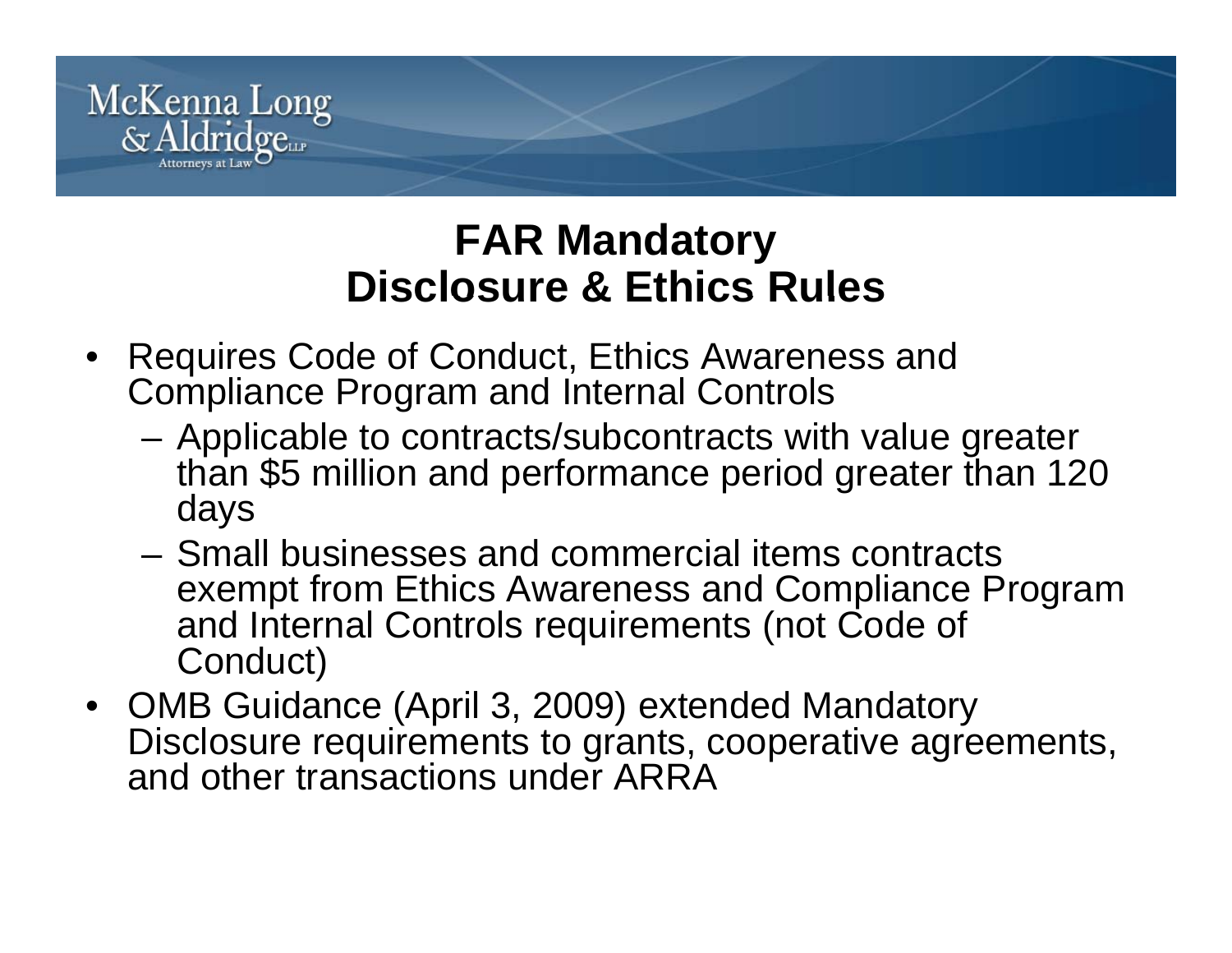# FAR Mandatory Disclosure & Ethics Rules

- Requires Code of Conduct, Ethics Awareness and Compliance Program and Internal Controls
  - Applicable to contracts/subcontracts with value greater than $5 million and performance period greater than 120 days
  - Small businesses and commercial items contracts exempt from Ethics Awareness and Compliance Program and Internal Controls requirements (not Code of Conduct)
- OMB Guidance (April 3, 2009) extended Mandatory Disclosure requirements to grants, cooperative agreements, and other transactions under ARRA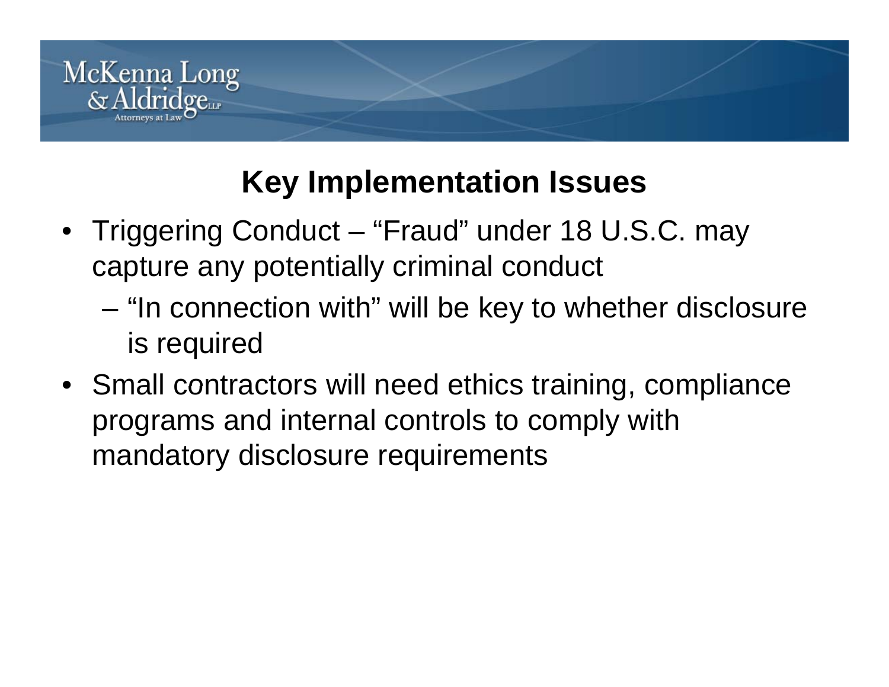## Key Implementation Issues

- Triggering Conduct – "Fraud" under 18 U.S.C. may capture any potentially criminal conduct
  - "In connection with" will be key to whether disclosure is required
- Small contractors will need ethics training, compliance programs and internal controls to comply with mandatory disclosure requirements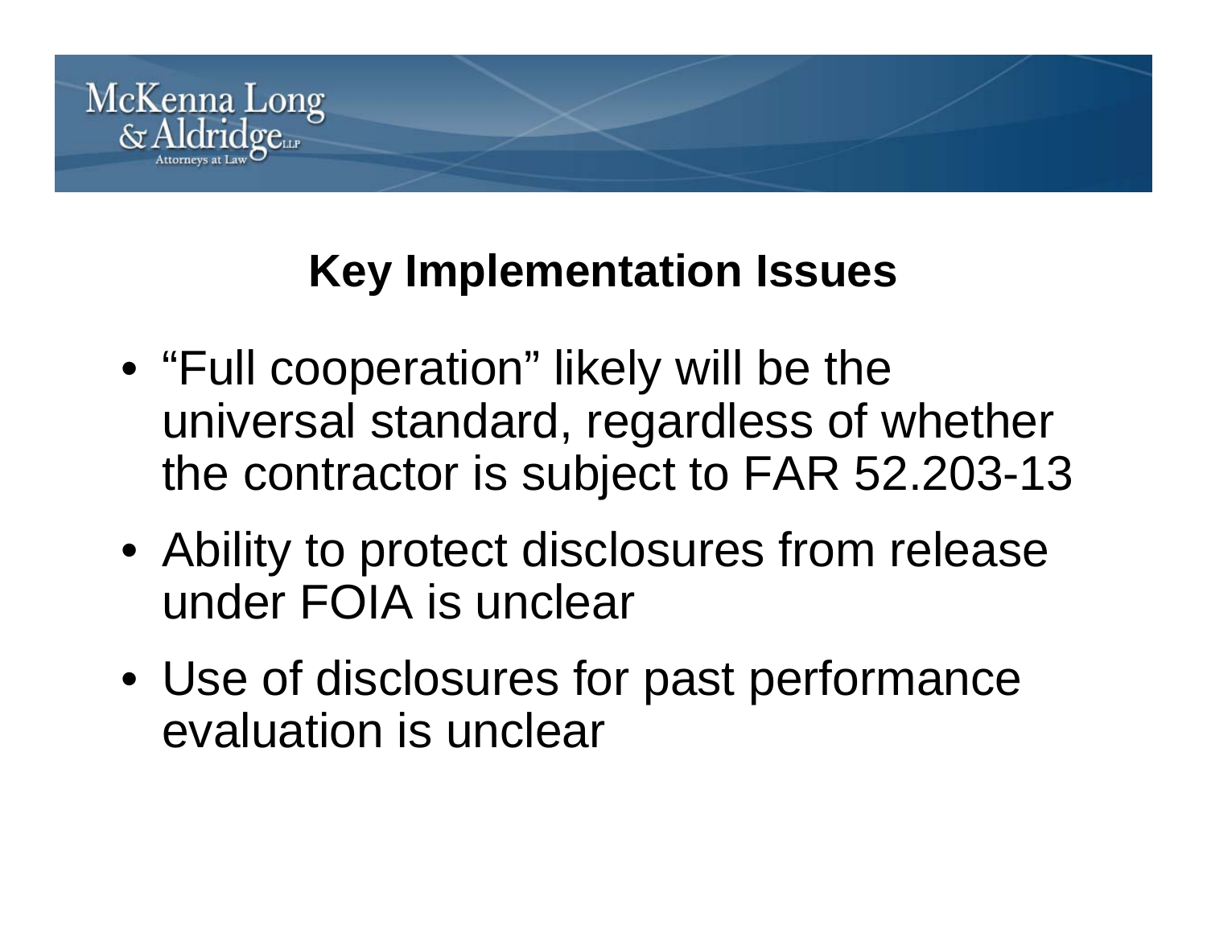## Key Implementation Issues

- “Full cooperation” likely will be the universal standard, regardless of whether the contractor is subject to FAR 52.203-13
- Ability to protect disclosures from release under FOIA is unclear
- Use of disclosures for past performance evaluation is unclear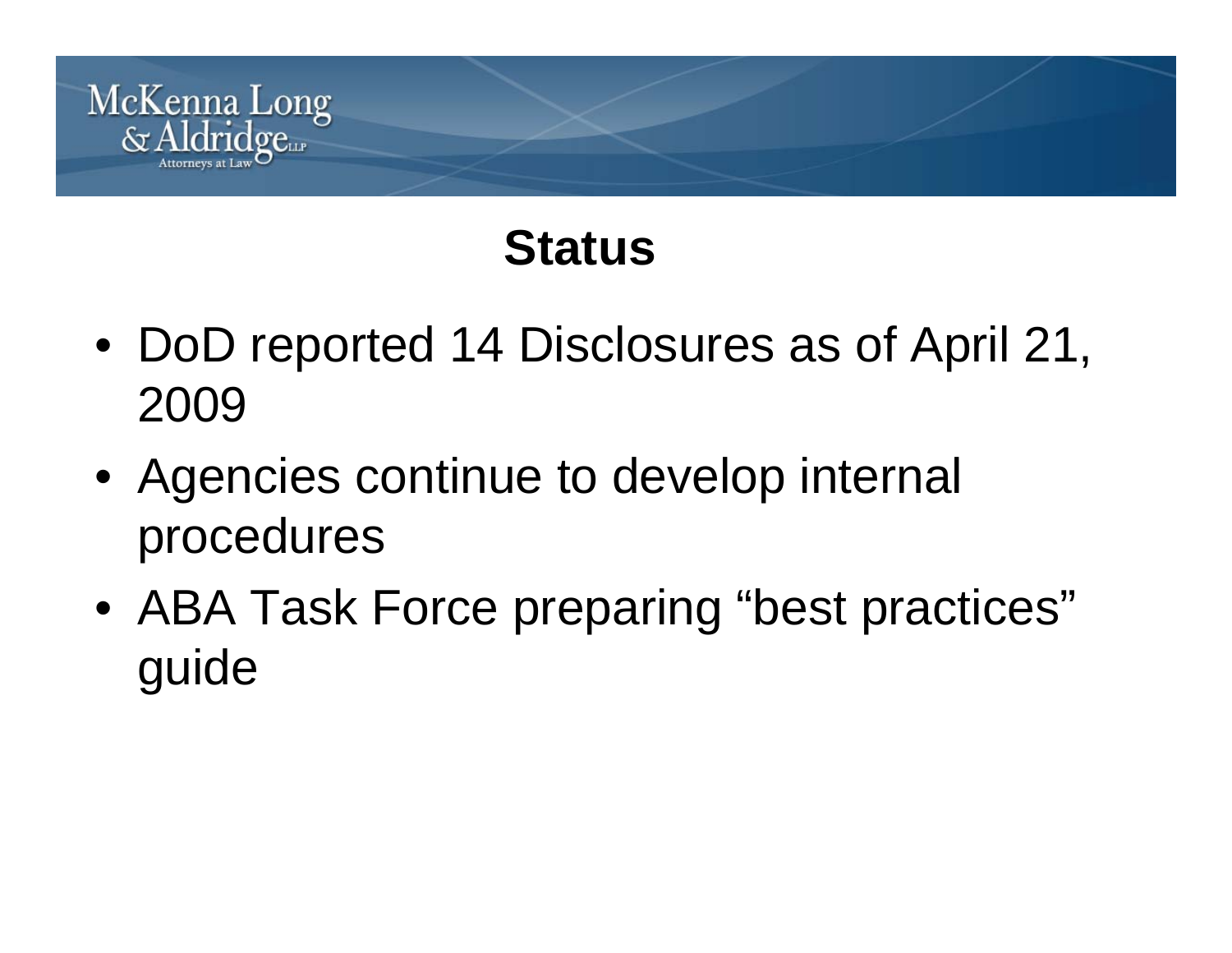## Status

- DoD reported 14 Disclosures as of April 21, 2009
- Agencies continue to develop internal procedures
- ABA Task Force preparing “best practices” guide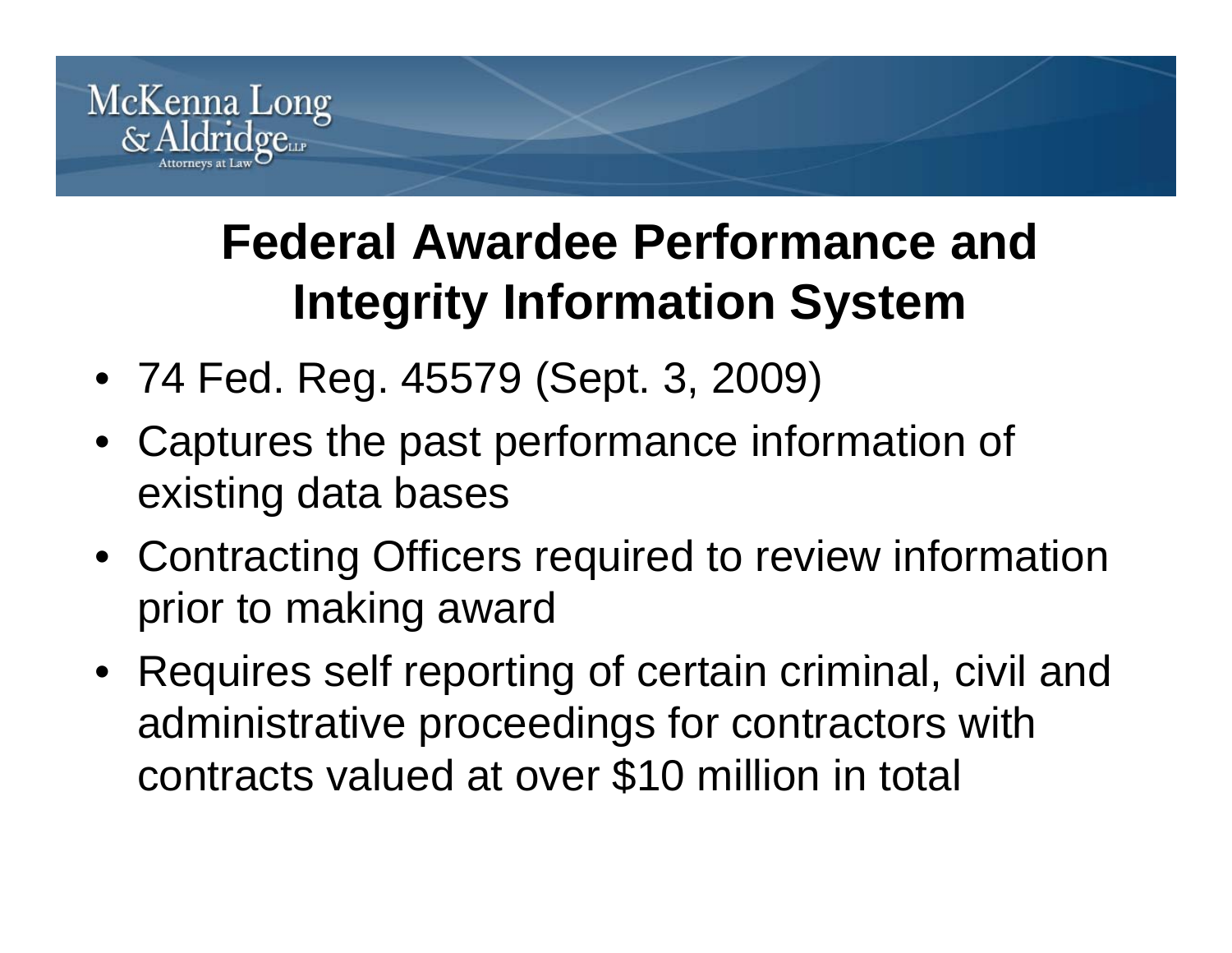# Federal Awardee Performance and Integrity Information System

- 74 Fed. Reg. 45579 (Sept. 3, 2009)
- Captures the past performance information of existing data bases
- Contracting Officers required to review information prior to making award
- Requires self reporting of certain criminal, civil and administrative proceedings for contractors with contracts valued at over $10 million in total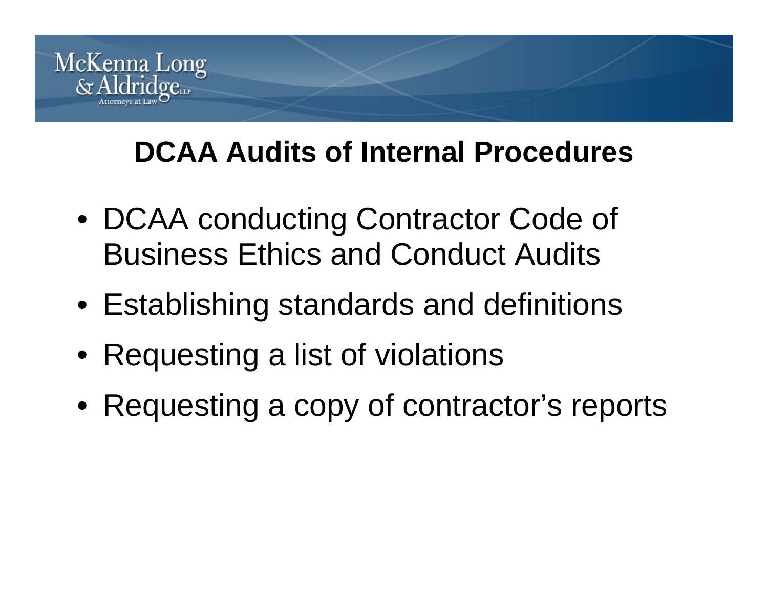# DCAA Audits of Internal Procedures

- DCAA conducting Contractor Code of Business Ethics and Conduct Audits
- Establishing standards and definitions
- Requesting a list of violations
- Requesting a copy of contractor's reports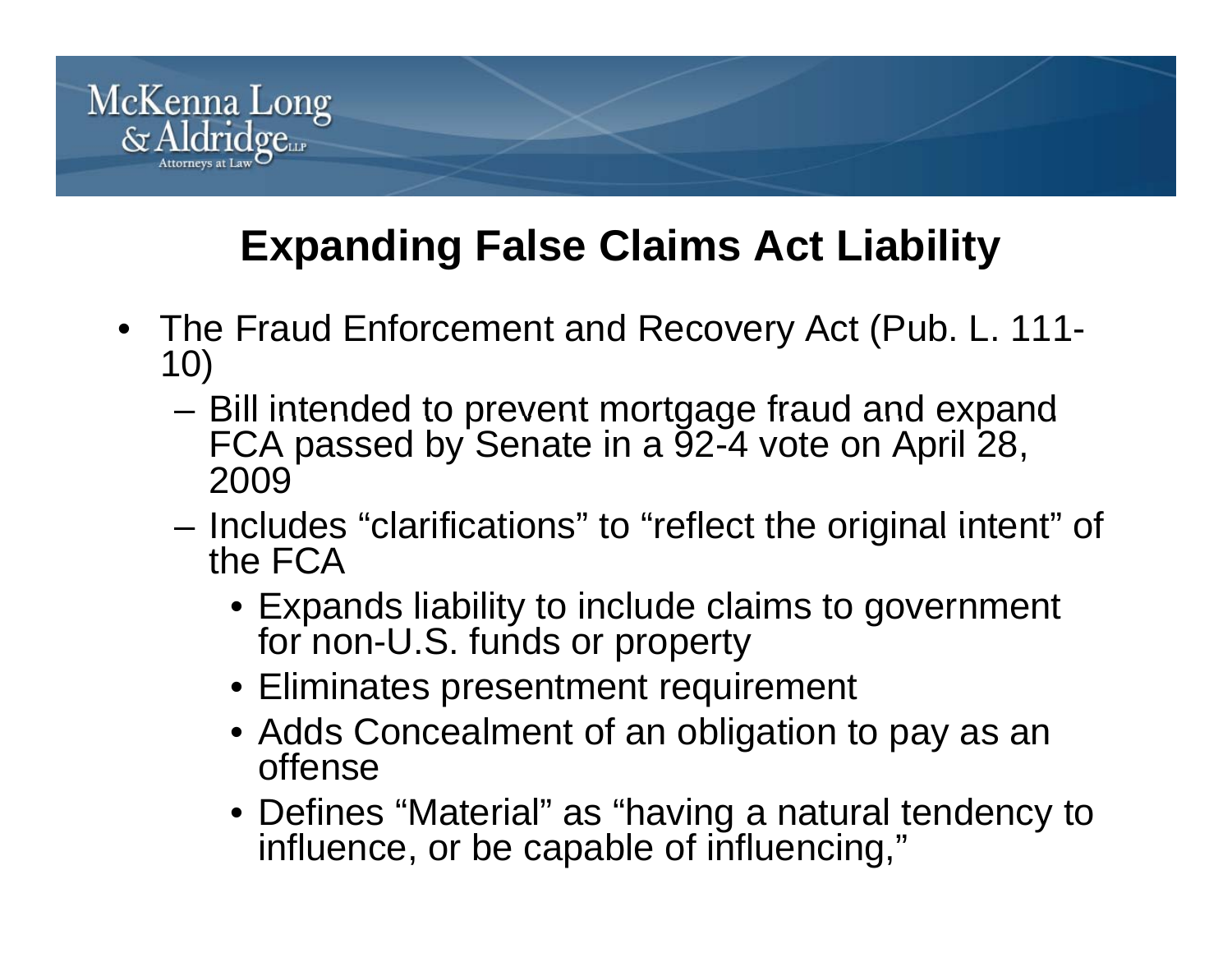# Expanding False Claims Act Liability

- The Fraud Enforcement and Recovery Act (Pub. L. 111-10)
  - Bill intended to prevent mortgage fraud and expand FCA passed by Senate in a 92-4 vote on April 28, 2009
  - Includes "clarifications" to "reflect the original intent" of the FCA
    - Expands liability to include claims to government for non-U.S. funds or property
    - Eliminates presentment requirement
    - Adds Concealment of an obligation to pay as an offense
    - Defines "Material" as "having a natural tendency to influence, or be capable of influencing,"